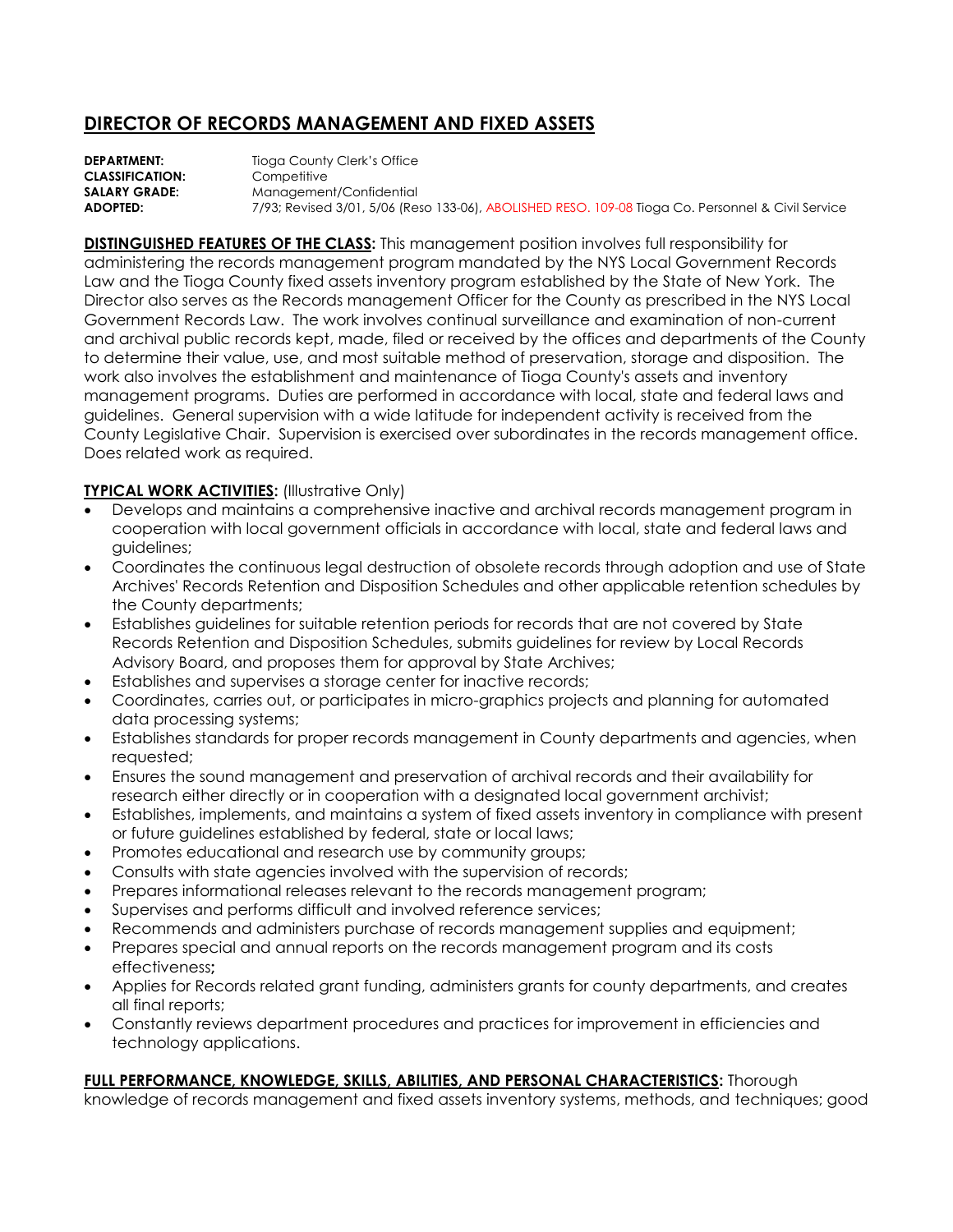# DIRECTOR OF RECORDS MANAGEMENT AND FIXED ASSETS

**DEPARTMENT:** Tioga County Clerk's Office
**CLASSIFICATION:** Competitive
**SALARY GRADE:** Management/Confidential
**ADOPTED:** 7/93; Revised 3/01, 5/06 (Reso 133-06), ABOLISHED RESO. 109-08 Tioga Co. Personnel & Civil Service

**DISTINGUISHED FEATURES OF THE CLASS:** This management position involves full responsibility for administering the records management program mandated by the NYS Local Government Records Law and the Tioga County fixed assets inventory program established by the State of New York. The Director also serves as the Records management Officer for the County as prescribed in the NYS Local Government Records Law. The work involves continual surveillance and examination of non-current and archival public records kept, made, filed or received by the offices and departments of the County to determine their value, use, and most suitable method of preservation, storage and disposition. The work also involves the establishment and maintenance of Tioga County's assets and inventory management programs. Duties are performed in accordance with local, state and federal laws and guidelines. General supervision with a wide latitude for independent activity is received from the County Legislative Chair. Supervision is exercised over subordinates in the records management office. Does related work as required.

**TYPICAL WORK ACTIVITIES:** (Illustrative Only)

- Develops and maintains a comprehensive inactive and archival records management program in cooperation with local government officials in accordance with local, state and federal laws and guidelines;
- Coordinates the continuous legal destruction of obsolete records through adoption and use of State Archives' Records Retention and Disposition Schedules and other applicable retention schedules by the County departments;
- Establishes guidelines for suitable retention periods for records that are not covered by State Records Retention and Disposition Schedules, submits guidelines for review by Local Records Advisory Board, and proposes them for approval by State Archives;
- Establishes and supervises a storage center for inactive records;
- Coordinates, carries out, or participates in micro-graphics projects and planning for automated data processing systems;
- Establishes standards for proper records management in County departments and agencies, when requested;
- Ensures the sound management and preservation of archival records and their availability for research either directly or in cooperation with a designated local government archivist;
- Establishes, implements, and maintains a system of fixed assets inventory in compliance with present or future guidelines established by federal, state or local laws;
- Promotes educational and research use by community groups;
- Consults with state agencies involved with the supervision of records;
- Prepares informational releases relevant to the records management program;
- Supervises and performs difficult and involved reference services;
- Recommends and administers purchase of records management supplies and equipment;
- Prepares special and annual reports on the records management program and its costs effectiveness**;**
- Applies for Records related grant funding, administers grants for county departments, and creates all final reports;
- Constantly reviews department procedures and practices for improvement in efficiencies and technology applications.

**FULL PERFORMANCE, KNOWLEDGE, SKILLS, ABILITIES, AND PERSONAL CHARACTERISTICS:** Thorough knowledge of records management and fixed assets inventory systems, methods, and techniques; good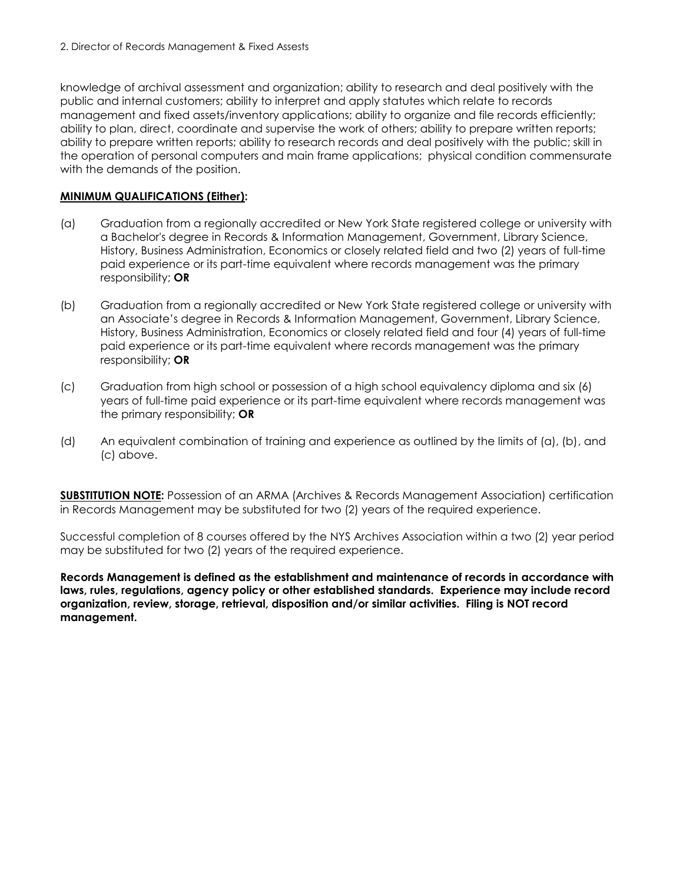knowledge of archival assessment and organization; ability to research and deal positively with the public and internal customers; ability to interpret and apply statutes which relate to records management and fixed assets/inventory applications; ability to organize and file records efficiently; ability to plan, direct, coordinate and supervise the work of others; ability to prepare written reports; ability to prepare written reports; ability to research records and deal positively with the public; skill in the operation of personal computers and main frame applications; physical condition commensurate with the demands of the position.

**MINIMUM QUALIFICATIONS (Either):**

(a) Graduation from a regionally accredited or New York State registered college or university with a Bachelor's degree in Records & Information Management, Government, Library Science, History, Business Administration, Economics or closely related field and two (2) years of full-time paid experience or its part-time equivalent where records management was the primary responsibility; **OR**

(b) Graduation from a regionally accredited or New York State registered college or university with an Associate's degree in Records & Information Management, Government, Library Science, History, Business Administration, Economics or closely related field and four (4) years of full-time paid experience or its part-time equivalent where records management was the primary responsibility; **OR**

(c) Graduation from high school or possession of a high school equivalency diploma and six (6) years of full-time paid experience or its part-time equivalent where records management was the primary responsibility; **OR**

(d) An equivalent combination of training and experience as outlined by the limits of (a), (b), and (c) above.

**SUBSTITUTION NOTE:** Possession of an ARMA (Archives & Records Management Association) certification in Records Management may be substituted for two (2) years of the required experience.

Successful completion of 8 courses offered by the NYS Archives Association within a two (2) year period may be substituted for two (2) years of the required experience.

**Records Management is defined as the establishment and maintenance of records in accordance with laws, rules, regulations, agency policy or other established standards. Experience may include record organization, review, storage, retrieval, disposition and/or similar activities. Filing is NOT record management.**